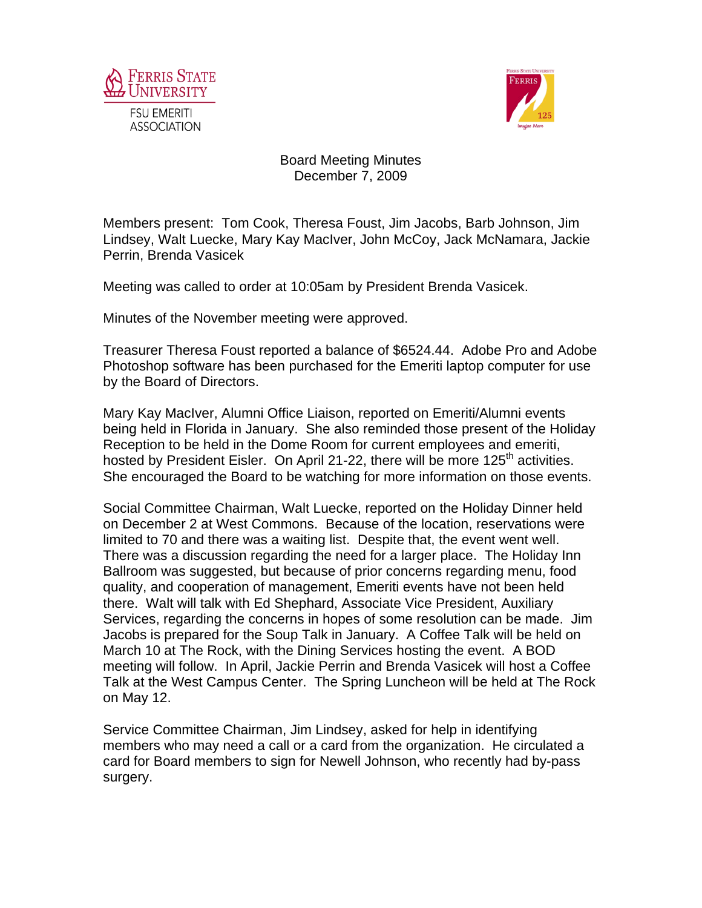FERRIS STATE UNIVERSITY
FSU EMERITI ASSOCIATION

# Board Meeting Minutes
December 7, 2009

Members present: Tom Cook, Theresa Foust, Jim Jacobs, Barb Johnson, Jim Lindsey, Walt Luecke, Mary Kay MacIver, John McCoy, Jack McNamara, Jackie Perrin, Brenda Vasicek

Meeting was called to order at 10:05am by President Brenda Vasicek.

Minutes of the November meeting were approved.

Treasurer Theresa Foust reported a balance of $6524.44. Adobe Pro and Adobe Photoshop software has been purchased for the Emeriti laptop computer for use by the Board of Directors.

Mary Kay MacIver, Alumni Office Liaison, reported on Emeriti/Alumni events being held in Florida in January. She also reminded those present of the Holiday Reception to be held in the Dome Room for current employees and emeriti, hosted by President Eisler. On April 21-22, there will be more 125th activities. She encouraged the Board to be watching for more information on those events.

Social Committee Chairman, Walt Luecke, reported on the Holiday Dinner held on December 2 at West Commons. Because of the location, reservations were limited to 70 and there was a waiting list. Despite that, the event went well. There was a discussion regarding the need for a larger place. The Holiday Inn Ballroom was suggested, but because of prior concerns regarding menu, food quality, and cooperation of management, Emeriti events have not been held there. Walt will talk with Ed Shephard, Associate Vice President, Auxiliary Services, regarding the concerns in hopes of some resolution can be made. Jim Jacobs is prepared for the Soup Talk in January. A Coffee Talk will be held on March 10 at The Rock, with the Dining Services hosting the event. A BOD meeting will follow. In April, Jackie Perrin and Brenda Vasicek will host a Coffee Talk at the West Campus Center. The Spring Luncheon will be held at The Rock on May 12.

Service Committee Chairman, Jim Lindsey, asked for help in identifying members who may need a call or a card from the organization. He circulated a card for Board members to sign for Newell Johnson, who recently had by-pass surgery.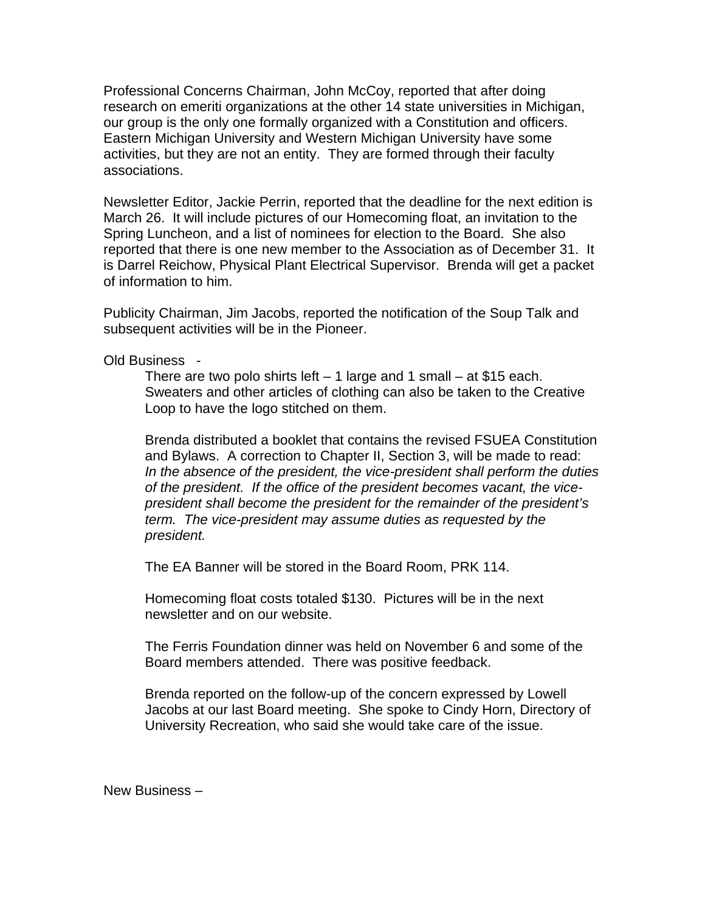Professional Concerns Chairman, John McCoy, reported that after doing research on emeriti organizations at the other 14 state universities in Michigan, our group is the only one formally organized with a Constitution and officers. Eastern Michigan University and Western Michigan University have some activities, but they are not an entity. They are formed through their faculty associations.

Newsletter Editor, Jackie Perrin, reported that the deadline for the next edition is March 26. It will include pictures of our Homecoming float, an invitation to the Spring Luncheon, and a list of nominees for election to the Board. She also reported that there is one new member to the Association as of December 31. It is Darrel Reichow, Physical Plant Electrical Supervisor. Brenda will get a packet of information to him.

Publicity Chairman, Jim Jacobs, reported the notification of the Soup Talk and subsequent activities will be in the Pioneer.

Old Business -

There are two polo shirts left – 1 large and 1 small – at $15 each. Sweaters and other articles of clothing can also be taken to the Creative Loop to have the logo stitched on them.

Brenda distributed a booklet that contains the revised FSUEA Constitution and Bylaws. A correction to Chapter II, Section 3, will be made to read: *In the absence of the president, the vice-president shall perform the duties of the president. If the office of the president becomes vacant, the vice-president shall become the president for the remainder of the president's term. The vice-president may assume duties as requested by the president.*

The EA Banner will be stored in the Board Room, PRK 114.

Homecoming float costs totaled $130. Pictures will be in the next newsletter and on our website.

The Ferris Foundation dinner was held on November 6 and some of the Board members attended. There was positive feedback.

Brenda reported on the follow-up of the concern expressed by Lowell Jacobs at our last Board meeting. She spoke to Cindy Horn, Directory of University Recreation, who said she would take care of the issue.

New Business –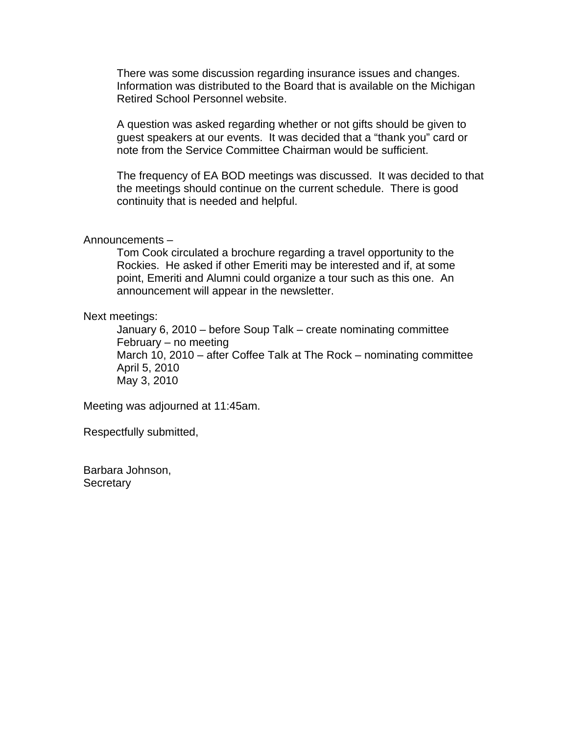There was some discussion regarding insurance issues and changes. Information was distributed to the Board that is available on the Michigan Retired School Personnel website.

A question was asked regarding whether or not gifts should be given to guest speakers at our events. It was decided that a "thank you" card or note from the Service Committee Chairman would be sufficient.

The frequency of EA BOD meetings was discussed. It was decided to that the meetings should continue on the current schedule. There is good continuity that is needed and helpful.

Announcements –

Tom Cook circulated a brochure regarding a travel opportunity to the Rockies. He asked if other Emeriti may be interested and if, at some point, Emeriti and Alumni could organize a tour such as this one. An announcement will appear in the newsletter.

Next meetings:

January 6, 2010 – before Soup Talk – create nominating committee
February – no meeting
March 10, 2010 – after Coffee Talk at The Rock – nominating committee
April 5, 2010
May 3, 2010

Meeting was adjourned at 11:45am.

Respectfully submitted,

Barbara Johnson,
Secretary